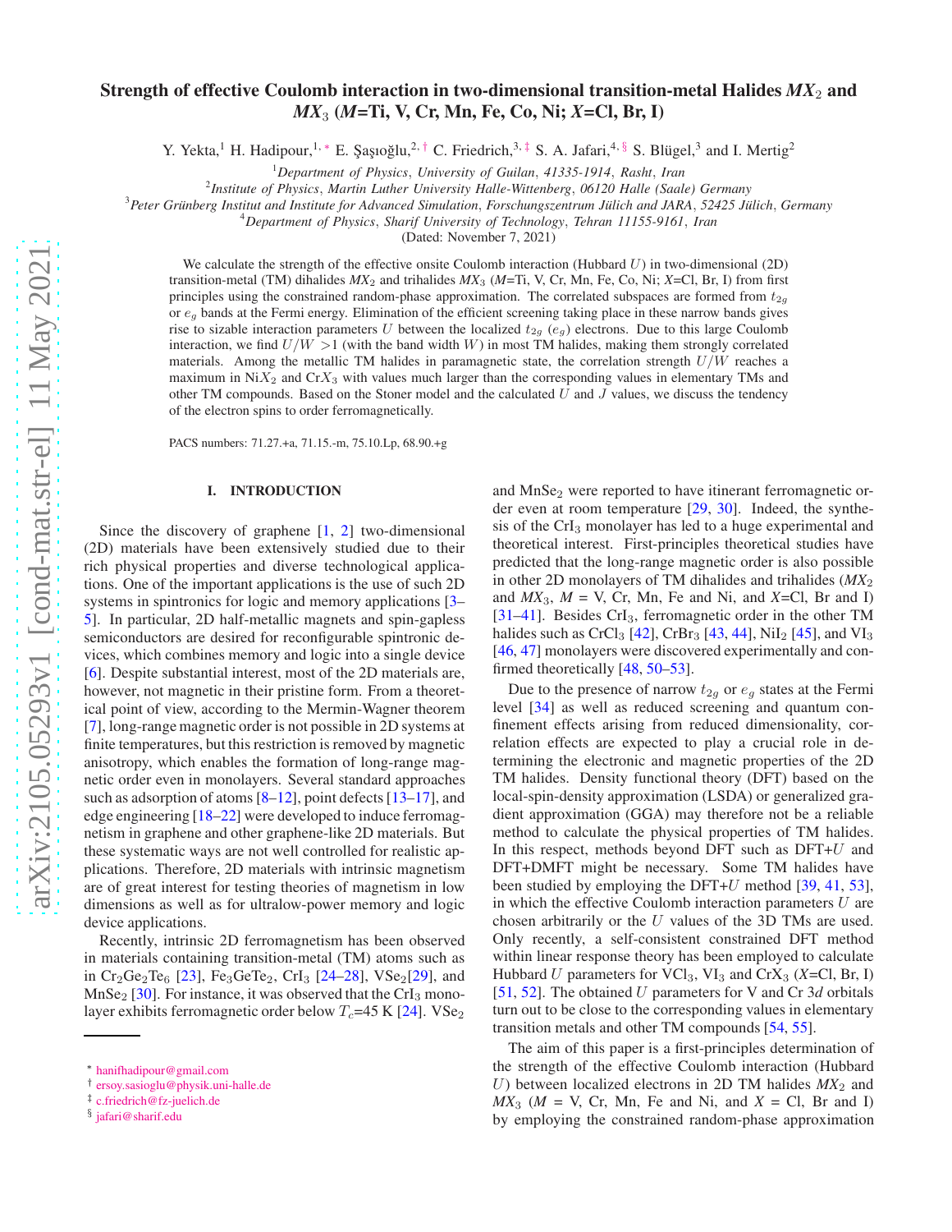# Strength of effective Coulomb interaction in two-dimensional transition-metal Halides $MX_2$ and $MX_3$ ($M$=Ti, V, Cr, Mn, Fe, Co, Ni; $X$=Cl, Br, I)

Y. Yekta,[1] H. Hadipour,[1,*] E. Şaşıoğlu,[2,†] C. Friedrich,[3,‡] S. A. Jafari,[4,§] S. Blügel,[3] and I. Mertig[2]

[1] *Department of Physics, University of Guilan, 41335-1914, Rasht, Iran*
[2] *Institute of Physics, Martin Luther University Halle-Wittenberg, 06120 Halle (Saale) Germany*
[3] *Peter Grünberg Institut and Institute for Advanced Simulation, Forschungszentrum Jülich and JARA, 52425 Jülich, Germany*
[4] *Department of Physics, Sharif University of Technology, Tehran 11155-9161, Iran*

(Dated: November 7, 2021)

We calculate the strength of the effective onsite Coulomb interaction (Hubbard $U$) in two-dimensional (2D) transition-metal (TM) dihalides $MX_2$ and trihalides $MX_3$ ($M$=Ti, V, Cr, Mn, Fe, Co, Ni; $X$=Cl, Br, I) from first principles using the constrained random-phase approximation. The correlated subspaces are formed from $t_{2g}$ or $e_g$ bands at the Fermi energy. Elimination of the efficient screening taking place in these narrow bands gives rise to sizable interaction parameters $U$ between the localized $t_{2g}$ ($e_g$) electrons. Due to this large Coulomb interaction, we find $U/W > 1$ (with the band width $W$) in most TM halides, making them strongly correlated materials. Among the metallic TM halides in paramagnetic state, the correlation strength $U/W$ reaches a maximum in Ni$X_2$ and Cr$X_3$ with values much larger than the corresponding values in elementary TMs and other TM compounds. Based on the Stoner model and the calculated $U$ and $J$ values, we discuss the tendency of the electron spins to order ferromagnetically.

PACS numbers: 71.27.+a, 71.15.-m, 75.10.Lp, 68.90.+g

## I. INTRODUCTION

Since the discovery of graphene [1, 2] two-dimensional (2D) materials have been extensively studied due to their rich physical properties and diverse technological applications. One of the important applications is the use of such 2D systems in spintronics for logic and memory applications [3–5]. In particular, 2D half-metallic magnets and spin-gapless semiconductors are desired for reconfigurable spintronic devices, which combines memory and logic into a single device [6]. Despite substantial interest, most of the 2D materials are, however, not magnetic in their pristine form. From a theoretical point of view, according to the Mermin-Wagner theorem [7], long-range magnetic order is not possible in 2D systems at finite temperatures, but this restriction is removed by magnetic anisotropy, which enables the formation of long-range magnetic order even in monolayers. Several standard approaches such as adsorption of atoms [8–12], point defects [13–17], and edge engineering [18–22] were developed to induce ferromagnetism in graphene and other graphene-like 2D materials. But these systematic ways are not well controlled for realistic applications. Therefore, 2D materials with intrinsic magnetism are of great interest for testing theories of magnetism in low dimensions as well as for ultralow-power memory and logic device applications.

Recently, intrinsic 2D ferromagnetism has been observed in materials containing transition-metal (TM) atoms such as in $Cr_2Ge_2Te_6$ [23], $Fe_3GeTe_2$, $CrI_3$ [24–28], $VSe_2$[29], and $MnSe_2$ [30]. For instance, it was observed that the $CrI_3$ monolayer exhibits ferromagnetic order below $T_c$=45 K [24]. $VSe_2$ and $MnSe_2$ were reported to have itinerant ferromagnetic order even at room temperature [29, 30]. Indeed, the synthesis of the $CrI_3$ monolayer has led to a huge experimental and theoretical interest. First-principles theoretical studies have predicted that the long-range magnetic order is also possible in other 2D monolayers of TM dihalides and trihalides ($MX_2$ and $MX_3$, $M$ = V, Cr, Mn, Fe and Ni, and $X$=Cl, Br and I) [31–41]. Besides $CrI_3$, ferromagnetic order in the other TM halides such as $CrCl_3$ [42], $CrBr_3$ [43, 44], $NiI_2$ [45], and $VI_3$ [46, 47] monolayers were discovered experimentally and confirmed theoretically [48, 50–53].

Due to the presence of narrow $t_{2g}$ or $e_g$ states at the Fermi level [34] as well as reduced screening and quantum confinement effects arising from reduced dimensionality, correlation effects are expected to play a crucial role in determining the electronic and magnetic properties of the 2D TM halides. Density functional theory (DFT) based on the local-spin-density approximation (LSDA) or generalized gradient approximation (GGA) may therefore not be a reliable method to calculate the physical properties of TM halides. In this respect, methods beyond DFT such as DFT+$U$ and DFT+DMFT might be necessary. Some TM halides have been studied by employing the DFT+$U$ method [39, 41, 53], in which the effective Coulomb interaction parameters $U$ are chosen arbitrarily or the $U$ values of the 3D TMs are used. Only recently, a self-consistent constrained DFT method within linear response theory has been employed to calculate Hubbard $U$ parameters for $VCl_3$, $VI_3$ and Cr$X_3$ ($X$=Cl, Br, I) [51, 52]. The obtained $U$ parameters for V and Cr 3$d$ orbitals turn out to be close to the corresponding values in elementary transition metals and other TM compounds [54, 55].

The aim of this paper is a first-principles determination of the strength of the effective Coulomb interaction (Hubbard $U$) between localized electrons in 2D TM halides $MX_2$ and $MX_3$ ($M$ = V, Cr, Mn, Fe and Ni, and $X$ = Cl, Br and I) by employing the constrained random-phase approximation

---

* hanifhadipour@gmail.com
† ersoy.sasioglu@physik.uni-halle.de
‡ c.friedrich@fz-juelich.de
§ jafari@sharif.edu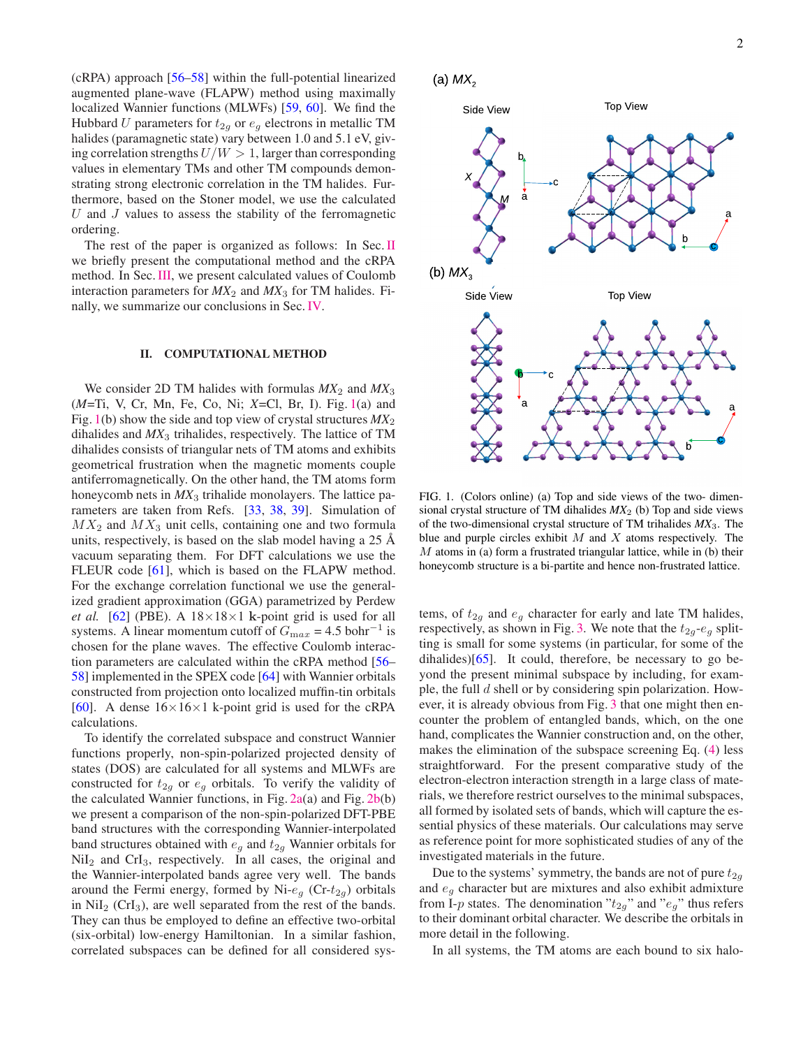(cRPA) approach [56–58] within the full-potential linearized augmented plane-wave (FLAPW) method using maximally localized Wannier functions (MLWFs) [59, 60]. We find the Hubbard $U$ parameters for $t_{2g}$ or $e_g$ electrons in metallic TM halides (paramagnetic state) vary between 1.0 and 5.1 eV, giving correlation strengths $U/W > 1$, larger than corresponding values in elementary TMs and other TM compounds demonstrating strong electronic correlation in the TM halides. Furthermore, based on the Stoner model, we use the calculated $U$ and $J$ values to assess the stability of the ferromagnetic ordering.

The rest of the paper is organized as follows: In Sec. II we briefly present the computational method and the cRPA method. In Sec. III, we present calculated values of Coulomb interaction parameters for $MX_2$ and $MX_3$ for TM halides. Finally, we summarize our conclusions in Sec. IV.

## II. COMPUTATIONAL METHOD

We consider 2D TM halides with formulas $MX_2$ and $MX_3$ ($M$=Ti, V, Cr, Mn, Fe, Co, Ni; $X$=Cl, Br, I). Fig. 1(a) and Fig. 1(b) show the side and top view of crystal structures $MX_2$ dihalides and $MX_3$ trihalides, respectively. The lattice of TM dihalides consists of triangular nets of TM atoms and exhibits geometrical frustration when the magnetic moments couple antiferromagnetically. On the other hand, the TM atoms form honeycomb nets in $MX_3$ trihalide monolayers. The lattice parameters are taken from Refs. [33, 38, 39]. Simulation of $MX_2$ and $MX_3$ unit cells, containing one and two formula units, respectively, is based on the slab model having a 25 Å vacuum separating them. For DFT calculations we use the FLEUR code [61], which is based on the FLAPW method. For the exchange correlation functional we use the generalized gradient approximation (GGA) parametrized by Perdew *et al.* [62] (PBE). A 18×18×1 **k**-point grid is used for all systems. A linear momentum cutoff of $G_{max}$ = 4.5 bohr$^{-1}$ is chosen for the plane waves. The effective Coulomb interaction parameters are calculated within the cRPA method [56–58] implemented in the SPEX code [64] with Wannier orbitals constructed from projection onto localized muffin-tin orbitals [60]. A dense 16×16×1 k-point grid is used for the cRPA calculations.

To identify the correlated subspace and construct Wannier functions properly, non-spin-polarized projected density of states (DOS) are calculated for all systems and MLWFs are constructed for $t_{2g}$ or $e_g$ orbitals. To verify the validity of the calculated Wannier functions, in Fig. 2a(a) and Fig. 2b(b) we present a comparison of the non-spin-polarized DFT-PBE band structures with the corresponding Wannier-interpolated band structures obtained with $e_g$ and $t_{2g}$ Wannier orbitals for $NiI_2$ and $CrI_3$, respectively. In all cases, the original and the Wannier-interpolated bands agree very well. The bands around the Fermi energy, formed by Ni-$e_g$ (Cr-$t_{2g}$) orbitals in $NiI_2$ ($CrI_3$), are well separated from the rest of the bands. They can thus be employed to define an effective two-orbital (six-orbital) low-energy Hamiltonian. In a similar fashion, correlated subspaces can be defined for all considered systems, of $t_{2g}$ and $e_g$ character for early and late TM halides, respectively, as shown in Fig. 3. We note that the $t_{2g}$-$e_g$ splitting is small for some systems (in particular, for some of the dihalides)[65]. It could, therefore, be necessary to go beyond the present minimal subspace by including, for example, the full $d$ shell or by considering spin polarization. However, it is already obvious from Fig. 3 that one might then encounter the problem of entangled bands, which, on the one hand, complicates the Wannier construction and, on the other, makes the elimination of the subspace screening Eq. (4) less straightforward. For the present comparative study of the electron-electron interaction strength in a large class of materials, we therefore restrict ourselves to the minimal subspaces, all formed by isolated sets of bands, which will capture the essential physics of these materials. Our calculations may serve as reference point for more sophisticated studies of any of the investigated materials in the future.

Due to the systems' symmetry, the bands are not of pure $t_{2g}$ and $e_g$ character but are mixtures and also exhibit admixture from I-$p$ states. The denomination "$t_{2g}$" and "$e_g$" thus refers to their dominant orbital character. We describe the orbitals in more detail in the following.

In all systems, the TM atoms are each bound to six halo-

FIG. 1. (Colors online) (a) Top and side views of the two- dimensional crystal structure of TM dihalides $MX_2$ (b) Top and side views of the two-dimensional crystal structure of TM trihalides $MX_3$. The blue and purple circles exhibit $M$ and $X$ atoms respectively. The $M$ atoms in (a) form a frustrated triangular lattice, while in (b) their honeycomb structure is a bi-partite and hence non-frustrated lattice.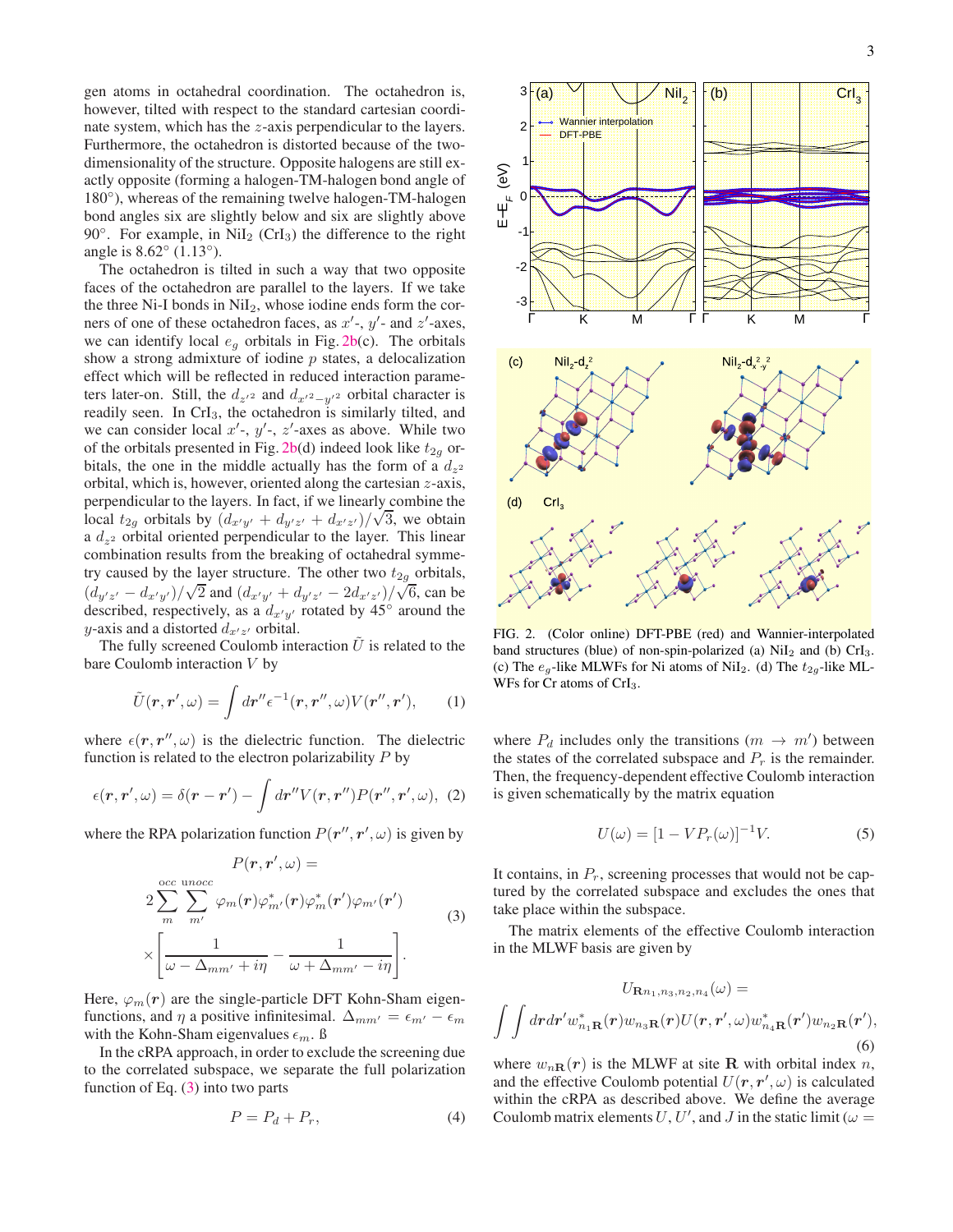gen atoms in octahedral coordination. The octahedron is, however, tilted with respect to the standard cartesian coordinate system, which has the $z$-axis perpendicular to the layers. Furthermore, the octahedron is distorted because of the two-dimensionality of the structure. Opposite halogens are still exactly opposite (forming a halogen-TM-halogen bond angle of 180°), whereas of the remaining twelve halogen-TM-halogen bond angles six are slightly below and six are slightly above 90°. For example, in $NiI_2$ ($CrI_3$) the difference to the right angle is 8.62° (1.13°).

The octahedron is tilted in such a way that two opposite faces of the octahedron are parallel to the layers. If we take the three Ni-I bonds in $NiI_2$, whose iodine ends form the corners of one of these octahedron faces, as $x'$-, $y'$- and $z'$-axes, we can identify local $e_g$ orbitals in Fig. 2b(c). The orbitals show a strong admixture of iodine $p$ states, a delocalization effect which will be reflected in reduced interaction parameters later-on. Still, the $d_{z'^2}$ and $d_{x'^2-y'^2}$ orbital character is readily seen. In $CrI_3$, the octahedron is similarly tilted, and we can consider local $x'$-, $y'$-, $z'$-axes as above. While two of the orbitals presented in Fig. 2b(d) indeed look like $t_{2g}$ orbitals, the one in the middle actually has the form of a $d_{z^2}$ orbital, which is, however, oriented along the cartesian $z$-axis, perpendicular to the layers. In fact, if we linearly combine the local $t_{2g}$ orbitals by $(d_{x'y'} + d_{y'z'} + d_{x'z'})/\sqrt{3}$, we obtain a $d_{z^2}$ orbital oriented perpendicular to the layer. This linear combination results from the breaking of octahedral symmetry caused by the layer structure. The other two $t_{2g}$ orbitals, $(d_{y'z'} - d_{x'y'})/\sqrt{2}$ and $(d_{x'y'} + d_{y'z'} - 2d_{x'z'})/\sqrt{6}$, can be described, respectively, as a $d_{x'y'}$ rotated by 45° around the $y$-axis and a distorted $d_{x'z'}$ orbital.

The fully screened Coulomb interaction $\tilde{U}$ is related to the bare Coulomb interaction $V$ by

$$\tilde{U}(\boldsymbol{r}, \boldsymbol{r}', \omega) = \int d\boldsymbol{r}'' \epsilon^{-1}(\boldsymbol{r}, \boldsymbol{r}'', \omega) V(\boldsymbol{r}'', \boldsymbol{r}'), \quad (1)$$

where $\epsilon(\boldsymbol{r}, \boldsymbol{r}'', \omega)$ is the dielectric function. The dielectric function is related to the electron polarizability $P$ by

$$\epsilon(\boldsymbol{r}, \boldsymbol{r}', \omega) = \delta(\boldsymbol{r} - \boldsymbol{r}') - \int d\boldsymbol{r}'' V(\boldsymbol{r}, \boldsymbol{r}'') P(\boldsymbol{r}'', \boldsymbol{r}', \omega), \quad (2)$$

where the RPA polarization function $P(\boldsymbol{r}'', \boldsymbol{r}', \omega)$ is given by

$$\begin{aligned} P(\boldsymbol{r}, \boldsymbol{r}', \omega) = \\ 2 \sum_{m}^{\text{occ}} \sum_{m'}^{\text{unocc}} \varphi_m(\boldsymbol{r}) \varphi^*_{m'}(\boldsymbol{r}) \varphi^*_m(\boldsymbol{r}') \varphi_{m'}(\boldsymbol{r}') \\ \times \left[ \frac{1}{\omega - \Delta_{mm'} + i\eta} - \frac{1}{\omega + \Delta_{mm'} - i\eta} \right]. \end{aligned} \quad (3)$$

Here, $\varphi_m(\boldsymbol{r})$ are the single-particle DFT Kohn-Sham eigenfunctions, and $\eta$ a positive infinitesimal. $\Delta_{mm'} = \epsilon_{m'} - \epsilon_m$ with the Kohn-Sham eigenvalues $\epsilon_m$. ß

In the cRPA approach, in order to exclude the screening due to the correlated subspace, we separate the full polarization function of Eq. (3) into two parts

$$P = P_d + P_r, \quad (4)$$

FIG. 2. (Color online) DFT-PBE (red) and Wannier-interpolated band structures (blue) of non-spin-polarized (a) $NiI_2$ and (b) $CrI_3$. (c) The $e_g$-like MLWFs for Ni atoms of $NiI_2$. (d) The $t_{2g}$-like MLWFs for Cr atoms of $CrI_3$.

where $P_d$ includes only the transitions ($m \rightarrow m'$) between the states of the correlated subspace and $P_r$ is the remainder. Then, the frequency-dependent effective Coulomb interaction is given schematically by the matrix equation

$$U(\omega) = [1 - VP_r(\omega)]^{-1} V. \quad (5)$$

It contains, in $P_r$, screening processes that would not be captured by the correlated subspace and excludes the ones that take place within the subspace.

The matrix elements of the effective Coulomb interaction in the MLWF basis are given by

$$\begin{aligned} U_{\mathbf{R}n_1,n_3,n_2,n_4}(\omega) = \\ \int\int d\boldsymbol{r} d\boldsymbol{r}' w^*_{n_1\mathbf{R}}(\boldsymbol{r}) w_{n_3\mathbf{R}}(\boldsymbol{r}) U(\boldsymbol{r}, \boldsymbol{r}', \omega) w^*_{n_4\mathbf{R}}(\boldsymbol{r}') w_{n_2\mathbf{R}}(\boldsymbol{r}'), \end{aligned} \quad (6)$$

where $w_{n\mathbf{R}}(\boldsymbol{r})$ is the MLWF at site $\mathbf{R}$ with orbital index $n$, and the effective Coulomb potential $U(\boldsymbol{r}, \boldsymbol{r}', \omega)$ is calculated within the cRPA as described above. We define the average Coulomb matrix elements $U$, $U'$, and $J$ in the static limit ($\omega =$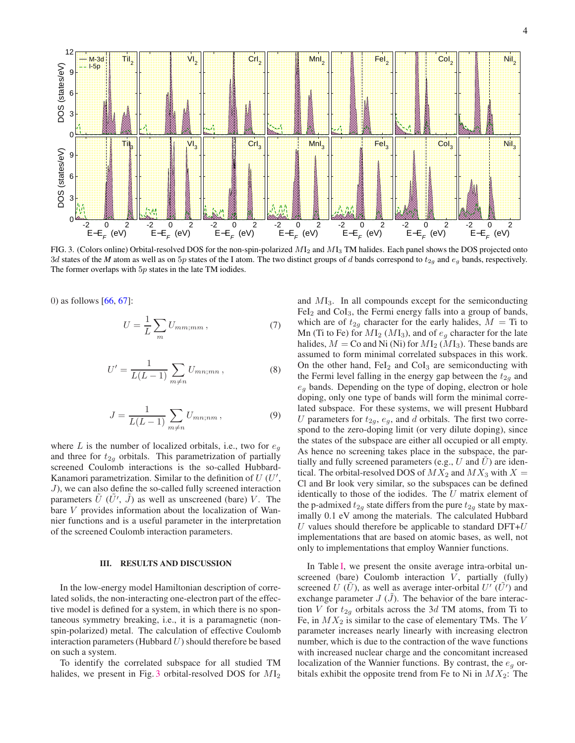FIG. 3. (Colors online) Orbital-resolved DOS for the non-spin-polarized $MI_2$ and $MI_3$ TM halides. Each panel shows the DOS projected onto $3d$ states of the *M* atom as well as on $5p$ states of the I atom. The two distinct groups of $d$ bands correspond to $t_{2g}$ and $e_g$ bands, respectively. The former overlaps with $5p$ states in the late TM iodides.

0) as follows [66, 67]:

$$U = \frac{1}{L}\sum_{m} U_{mm;mm}\,, \tag{7}$$

$$U' = \frac{1}{L(L-1)}\sum_{m\neq n} U_{mn;mn}\,, \tag{8}$$

$$J = \frac{1}{L(L-1)}\sum_{m\neq n} U_{mn;nm}\,, \tag{9}$$

where $L$ is the number of localized orbitals, i.e., two for $e_g$ and three for $t_{2g}$ orbitals. This parametrization of partially screened Coulomb interactions is the so-called Hubbard-Kanamori parametrization. Similar to the definition of $U$ ($U'$, $J$), we can also define the so-called fully screened interaction parameters $\tilde{U}$ ($\tilde{U}'$, $\tilde{J}$) as well as unscreened (bare) $V$. The bare $V$ provides information about the localization of Wannier functions and is a useful parameter in the interpretation of the screened Coulomb interaction parameters.

## III. RESULTS AND DISCUSSION

In the low-energy model Hamiltonian description of correlated solids, the non-interacting one-electron part of the effective model is defined for a system, in which there is no spontaneous symmetry breaking, i.e., it is a paramagnetic (non-spin-polarized) metal. The calculation of effective Coulomb interaction parameters (Hubbard $U$) should therefore be based on such a system.

To identify the correlated subspace for all studied TM halides, we present in Fig. 3 orbital-resolved DOS for $MI_2$ and $MI_3$. In all compounds except for the semiconducting $FeI_2$ and $CoI_3$, the Fermi energy falls into a group of bands, which are of $t_{2g}$ character for the early halides, $M$ = Ti to Mn (Ti to Fe) for $MI_2$ ($MI_3$), and of $e_g$ character for the late halides, $M$ = Co and Ni (Ni) for $MI_2$ ($MI_3$). These bands are assumed to form minimal correlated subspaces in this work. On the other hand, $FeI_2$ and $CoI_3$ are semiconducting with the Fermi level falling in the energy gap between the $t_{2g}$ and $e_g$ bands. Depending on the type of doping, electron or hole doping, only one type of bands will form the minimal correlated subspace. For these systems, we will present Hubbard $U$ parameters for $t_{2g}$, $e_g$, and $d$ orbitals. The first two correspond to the zero-doping limit (or very dilute doping), since the states of the subspace are either all occupied or all empty. As hence no screening takes place in the subspace, the partially and fully screened parameters (e.g., $U$ and $\tilde{U}$) are identical. The orbital-resolved DOS of $MX_2$ and $MX_3$ with $X$ = Cl and Br look very similar, so the subspaces can be defined identically to those of the iodides. The $U$ matrix element of the p-admixed $t_{2g}$ state differs from the pure $t_{2g}$ state by maximally 0.1 eV among the materials. The calculated Hubbard $U$ values should therefore be applicable to standard DFT+$U$ implementations that are based on atomic bases, as well, not only to implementations that employ Wannier functions.

In Table I, we present the onsite average intra-orbital unscreened (bare) Coulomb interaction $V$, partially (fully) screened $U$ ($\tilde{U}$), as well as average inter-orbital $U'$ ($\tilde{U}'$) and exchange parameter $J$ ($\tilde{J}$). The behavior of the bare interaction $V$ for $t_{2g}$ orbitals across the $3d$ TM atoms, from Ti to Fe, in $MX_2$ is similar to the case of elementary TMs. The $V$ parameter increases nearly linearly with increasing electron number, which is due to the contraction of the wave functions with increased nuclear charge and the concomitant increased localization of the Wannier functions. By contrast, the $e_g$ orbitals exhibit the opposite trend from Fe to Ni in $MX_2$: The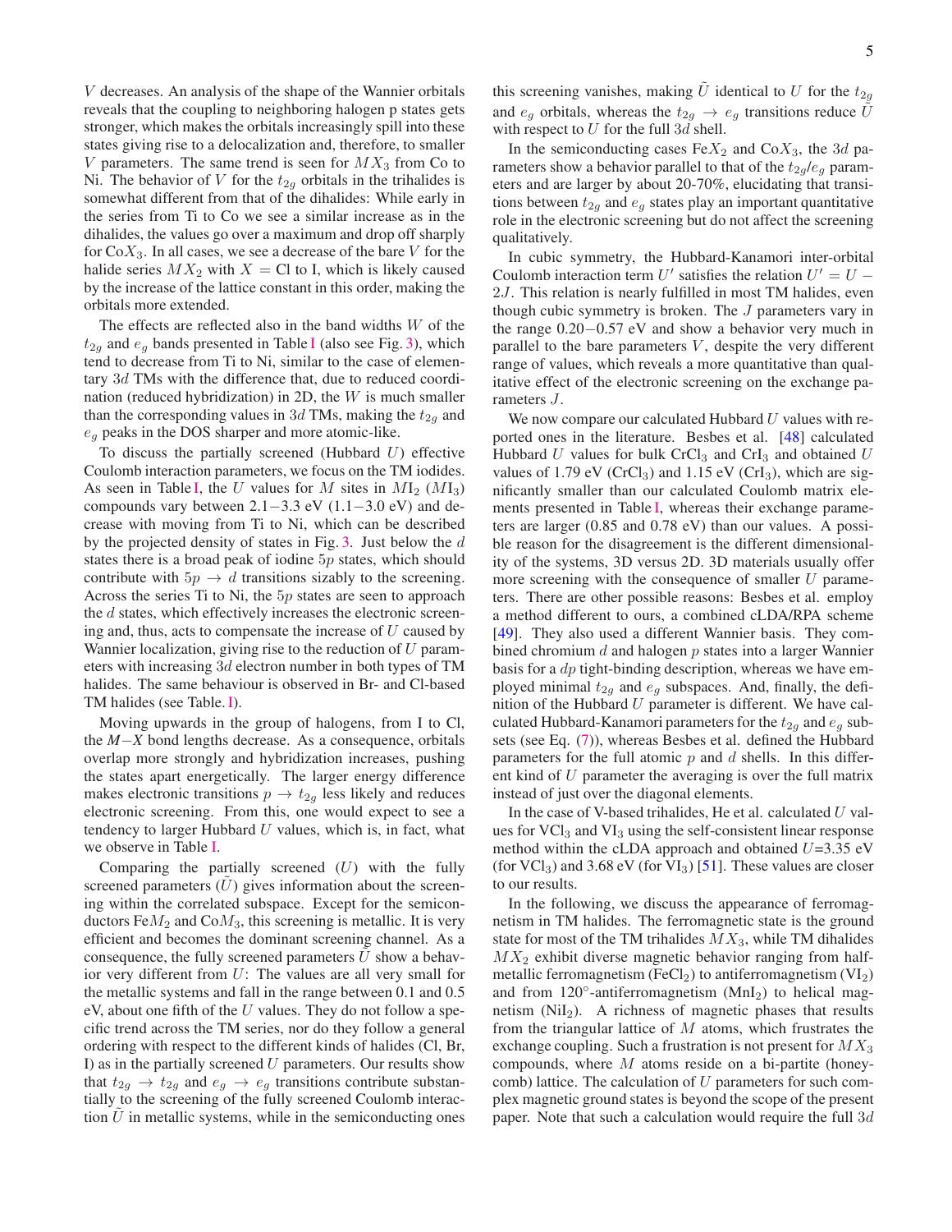$V$ decreases. An analysis of the shape of the Wannier orbitals reveals that the coupling to neighboring halogen p states gets stronger, which makes the orbitals increasingly spill into these states giving rise to a delocalization and, therefore, to smaller $V$ parameters. The same trend is seen for $MX_3$ from Co to Ni. The behavior of $V$ for the $t_{2g}$ orbitals in the trihalides is somewhat different from that of the dihalides: While early in the series from Ti to Co we see a similar increase as in the dihalides, the values go over a maximum and drop off sharply for $CoX_3$. In all cases, we see a decrease of the bare $V$ for the halide series $MX_2$ with $X$ = Cl to I, which is likely caused by the increase of the lattice constant in this order, making the orbitals more extended.

The effects are reflected also in the band widths $W$ of the $t_{2g}$ and $e_g$ bands presented in Table I (also see Fig. 3), which tend to decrease from Ti to Ni, similar to the case of elementary 3$d$ TMs with the difference that, due to reduced coordination (reduced hybridization) in 2D, the $W$ is much smaller than the corresponding values in 3$d$ TMs, making the $t_{2g}$ and $e_g$ peaks in the DOS sharper and more atomic-like.

To discuss the partially screened (Hubbard $U$) effective Coulomb interaction parameters, we focus on the TM iodides. As seen in Table I, the $U$ values for $M$ sites in $MI_2$ ($MI_3$) compounds vary between 2.1−3.3 eV (1.1−3.0 eV) and decrease with moving from Ti to Ni, which can be described by the projected density of states in Fig. 3. Just below the $d$ states there is a broad peak of iodine 5$p$ states, which should contribute with $5p \rightarrow d$ transitions sizably to the screening. Across the series Ti to Ni, the 5$p$ states are seen to approach the $d$ states, which effectively increases the electronic screening and, thus, acts to compensate the increase of $U$ caused by Wannier localization, giving rise to the reduction of $U$ parameters with increasing 3$d$ electron number in both types of TM halides. The same behaviour is observed in Br- and Cl-based TM halides (see Table. I).

Moving upwards in the group of halogens, from I to Cl, the $M$−$X$ bond lengths decrease. As a consequence, orbitals overlap more strongly and hybridization increases, pushing the states apart energetically. The larger energy difference makes electronic transitions $p \rightarrow t_{2g}$ less likely and reduces electronic screening. From this, one would expect to see a tendency to larger Hubbard $U$ values, which is, in fact, what we observe in Table I.

Comparing the partially screened ($U$) with the fully screened parameters ($\tilde{U}$) gives information about the screening within the correlated subspace. Except for the semiconductors $FeM_2$ and $CoM_3$, this screening is metallic. It is very efficient and becomes the dominant screening channel. As a consequence, the fully screened parameters $\tilde{U}$ show a behavior very different from $U$: The values are all very small for the metallic systems and fall in the range between 0.1 and 0.5 eV, about one fifth of the $U$ values. They do not follow a specific trend across the TM series, nor do they follow a general ordering with respect to the different kinds of halides (Cl, Br, I) as in the partially screened $U$ parameters. Our results show that $t_{2g} \rightarrow t_{2g}$ and $e_g \rightarrow e_g$ transitions contribute substantially to the screening of the fully screened Coulomb interaction $\tilde{U}$ in metallic systems, while in the semiconducting ones this screening vanishes, making $\tilde{U}$ identical to $U$ for the $t_{2g}$ and $e_g$ orbitals, whereas the $t_{2g} \rightarrow e_g$ transitions reduce $\tilde{U}$ with respect to $U$ for the full 3$d$ shell.

In the semiconducting cases $FeX_2$ and $CoX_3$, the 3$d$ parameters show a behavior parallel to that of the $t_{2g}$/$e_g$ parameters and are larger by about 20-70%, elucidating that transitions between $t_{2g}$ and $e_g$ states play an important quantitative role in the electronic screening but do not affect the screening qualitatively.

In cubic symmetry, the Hubbard-Kanamori inter-orbital Coulomb interaction term $U'$ satisfies the relation $U' = U - 2J$. This relation is nearly fulfilled in most TM halides, even though cubic symmetry is broken. The $J$ parameters vary in the range 0.20−0.57 eV and show a behavior very much in parallel to the bare parameters $V$, despite the very different range of values, which reveals a more quantitative than qualitative effect of the electronic screening on the exchange parameters $J$.

We now compare our calculated Hubbard $U$ values with reported ones in the literature. Besbes et al. [48] calculated Hubbard $U$ values for bulk $CrCl_3$ and $CrI_3$ and obtained $U$ values of 1.79 eV ($CrCl_3$) and 1.15 eV ($CrI_3$), which are significantly smaller than our calculated Coulomb matrix elements presented in Table I, whereas their exchange parameters are larger (0.85 and 0.78 eV) than our values. A possible reason for the disagreement is the different dimensionality of the systems, 3D versus 2D. 3D materials usually offer more screening with the consequence of smaller $U$ parameters. There are other possible reasons: Besbes et al. employ a method different to ours, a combined cLDA/RPA scheme [49]. They also used a different Wannier basis. They combined chromium $d$ and halogen $p$ states into a larger Wannier basis for a $dp$ tight-binding description, whereas we have employed minimal $t_{2g}$ and $e_g$ subspaces. And, finally, the definition of the Hubbard $U$ parameter is different. We have calculated Hubbard-Kanamori parameters for the $t_{2g}$ and $e_g$ subsets (see Eq. (7)), whereas Besbes et al. defined the Hubbard parameters for the full atomic $p$ and $d$ shells. In this different kind of $U$ parameter the averaging is over the full matrix instead of just over the diagonal elements.

In the case of V-based trihalides, He et al. calculated $U$ values for $VCl_3$ and $VI_3$ using the self-consistent linear response method within the cLDA approach and obtained $U$=3.35 eV (for $VCl_3$) and 3.68 eV (for $VI_3$) [51]. These values are closer to our results.

In the following, we discuss the appearance of ferromagnetism in TM halides. The ferromagnetic state is the ground state for most of the TM trihalides $MX_3$, while TM dihalides $MX_2$ exhibit diverse magnetic behavior ranging from half-metallic ferromagnetism ($FeCl_2$) to antiferromagnetism ($VI_2$) and from 120°-antiferromagnetism ($MnI_2$) to helical magnetism ($NiI_2$). A richness of magnetic phases that results from the triangular lattice of $M$ atoms, which frustrates the exchange coupling. Such a frustration is not present for $MX_3$ compounds, where $M$ atoms reside on a bi-partite (honeycomb) lattice. The calculation of $U$ parameters for such complex magnetic ground states is beyond the scope of the present paper. Note that such a calculation would require the full 3$d$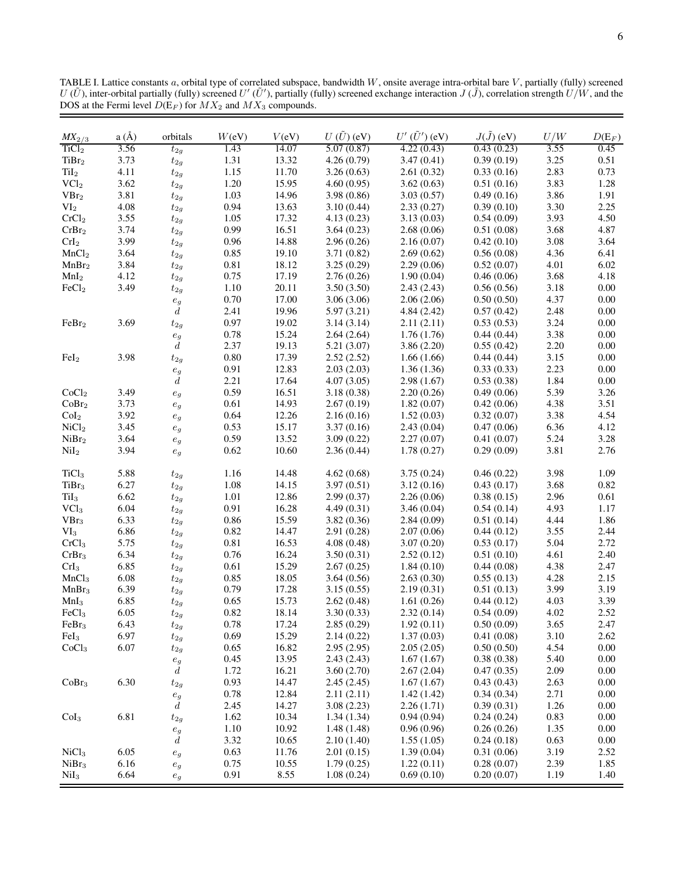TABLE I. Lattice constants $a$, orbital type of correlated subspace, bandwidth $W$, onsite average intra-orbital bare $V$, partially (fully) screened $U$ ($\tilde{U}$), inter-orbital partially (fully) screened $U'$ ($\tilde{U}'$), partially (fully) screened exchange interaction $J$ ($\tilde{J}$), correlation strength $U/W$, and the DOS at the Fermi level $D(\mathrm{E}_F)$ for $MX_2$ and $MX_3$ compounds.

| $MX_{2/3}$ | a (Å) | orbitals | $W$(eV) | $V$(eV) | $U$ ($\tilde{U}$) (eV) | $U'$ ($\tilde{U}'$) (eV) | $J$($\tilde{J}$) (eV) | $U/W$ | $D(\mathrm{E}_F)$ |
|---|---|---|---|---|---|---|---|---|---|
| $TiCl_2$ | 3.56 | $t_{2g}$ | 1.43 | 14.07 | 5.07 (0.87) | 4.22 (0.43) | 0.43 (0.23) | 3.55 | 0.45 |
| $TiBr_2$ | 3.73 | $t_{2g}$ | 1.31 | 13.32 | 4.26 (0.79) | 3.47 (0.41) | 0.39 (0.19) | 3.25 | 0.51 |
| $TiI_2$ | 4.11 | $t_{2g}$ | 1.15 | 11.70 | 3.26 (0.63) | 2.61 (0.32) | 0.33 (0.16) | 2.83 | 0.73 |
| $VCl_2$ | 3.62 | $t_{2g}$ | 1.20 | 15.95 | 4.60 (0.95) | 3.62 (0.63) | 0.51 (0.16) | 3.83 | 1.28 |
| $VBr_2$ | 3.81 | $t_{2g}$ | 1.03 | 14.96 | 3.98 (0.86) | 3.03 (0.57) | 0.49 (0.16) | 3.86 | 1.91 |
| $VI_2$ | 4.08 | $t_{2g}$ | 0.94 | 13.63 | 3.10 (0.44) | 2.33 (0.27) | 0.39 (0.10) | 3.30 | 2.25 |
| $CrCl_2$ | 3.55 | $t_{2g}$ | 1.05 | 17.32 | 4.13 (0.23) | 3.13 (0.03) | 0.54 (0.09) | 3.93 | 4.50 |
| $CrBr_2$ | 3.74 | $t_{2g}$ | 0.99 | 16.51 | 3.64 (0.23) | 2.68 (0.06) | 0.51 (0.08) | 3.68 | 4.87 |
| $CrI_2$ | 3.99 | $t_{2g}$ | 0.96 | 14.88 | 2.96 (0.26) | 2.16 (0.07) | 0.42 (0.10) | 3.08 | 3.64 |
| $MnCl_2$ | 3.64 | $t_{2g}$ | 0.85 | 19.10 | 3.71 (0.82) | 2.69 (0.62) | 0.56 (0.08) | 4.36 | 6.41 |
| $MnBr_2$ | 3.84 | $t_{2g}$ | 0.81 | 18.12 | 3.25 (0.29) | 2.29 (0.06) | 0.52 (0.07) | 4.01 | 6.02 |
| $MnI_2$ | 4.12 | $t_{2g}$ | 0.75 | 17.19 | 2.76 (0.26) | 1.90 (0.04) | 0.46 (0.06) | 3.68 | 4.18 |
| $FeCl_2$ | 3.49 | $t_{2g}$ | 1.10 | 20.11 | 3.50 (3.50) | 2.43 (2.43) | 0.56 (0.56) | 3.18 | 0.00 |
| | | $e_g$ | 0.70 | 17.00 | 3.06 (3.06) | 2.06 (2.06) | 0.50 (0.50) | 4.37 | 0.00 |
| | | $d$ | 2.41 | 19.96 | 5.97 (3.21) | 4.84 (2.42) | 0.57 (0.42) | 2.48 | 0.00 |
| $FeBr_2$ | 3.69 | $t_{2g}$ | 0.97 | 19.02 | 3.14 (3.14) | 2.11 (2.11) | 0.53 (0.53) | 3.24 | 0.00 |
| | | $e_g$ | 0.78 | 15.24 | 2.64 (2.64) | 1.76 (1.76) | 0.44 (0.44) | 3.38 | 0.00 |
| | | $d$ | 2.37 | 19.13 | 5.21 (3.07) | 3.86 (2.20) | 0.55 (0.42) | 2.20 | 0.00 |
| $FeI_2$ | 3.98 | $t_{2g}$ | 0.80 | 17.39 | 2.52 (2.52) | 1.66 (1.66) | 0.44 (0.44) | 3.15 | 0.00 |
| | | $e_g$ | 0.91 | 12.83 | 2.03 (2.03) | 1.36 (1.36) | 0.33 (0.33) | 2.23 | 0.00 |
| | | $d$ | 2.21 | 17.64 | 4.07 (3.05) | 2.98 (1.67) | 0.53 (0.38) | 1.84 | 0.00 |
| $CoCl_2$ | 3.49 | $e_g$ | 0.59 | 16.51 | 3.18 (0.38) | 2.20 (0.26) | 0.49 (0.06) | 5.39 | 3.26 |
| $CoBr_2$ | 3.73 | $e_g$ | 0.61 | 14.93 | 2.67 (0.19) | 1.82 (0.07) | 0.42 (0.06) | 4.38 | 3.51 |
| $CoI_2$ | 3.92 | $e_g$ | 0.64 | 12.26 | 2.16 (0.16) | 1.52 (0.03) | 0.32 (0.07) | 3.38 | 4.54 |
| $NiCl_2$ | 3.45 | $e_g$ | 0.53 | 15.17 | 3.37 (0.16) | 2.43 (0.04) | 0.47 (0.06) | 6.36 | 4.12 |
| $NiBr_2$ | 3.64 | $e_g$ | 0.59 | 13.52 | 3.09 (0.22) | 2.27 (0.07) | 0.41 (0.07) | 5.24 | 3.28 |
| $NiI_2$ | 3.94 | $e_g$ | 0.62 | 10.60 | 2.36 (0.44) | 1.78 (0.27) | 0.29 (0.09) | 3.81 | 2.76 |
| $TiCl_3$ | 5.88 | $t_{2g}$ | 1.16 | 14.48 | 4.62 (0.68) | 3.75 (0.24) | 0.46 (0.22) | 3.98 | 1.09 |
| $TiBr_3$ | 6.27 | $t_{2g}$ | 1.08 | 14.15 | 3.97 (0.51) | 3.12 (0.16) | 0.43 (0.17) | 3.68 | 0.82 |
| $TiI_3$ | 6.62 | $t_{2g}$ | 1.01 | 12.86 | 2.99 (0.37) | 2.26 (0.06) | 0.38 (0.15) | 2.96 | 0.61 |
| $VCl_3$ | 6.04 | $t_{2g}$ | 0.91 | 16.28 | 4.49 (0.31) | 3.46 (0.04) | 0.54 (0.14) | 4.93 | 1.17 |
| $VBr_3$ | 6.33 | $t_{2g}$ | 0.86 | 15.59 | 3.82 (0.36) | 2.84 (0.09) | 0.51 (0.14) | 4.44 | 1.86 |
| $VI_3$ | 6.86 | $t_{2g}$ | 0.82 | 14.47 | 2.91 (0.28) | 2.07 (0.06) | 0.44 (0.12) | 3.55 | 2.44 |
| $CrCl_3$ | 5.75 | $t_{2g}$ | 0.81 | 16.53 | 4.08 (0.48) | 3.07 (0.20) | 0.53 (0.17) | 5.04 | 2.72 |
| $CrBr_3$ | 6.34 | $t_{2g}$ | 0.76 | 16.24 | 3.50 (0.31) | 2.52 (0.12) | 0.51 (0.10) | 4.61 | 2.40 |
| $CrI_3$ | 6.85 | $t_{2g}$ | 0.61 | 15.29 | 2.67 (0.25) | 1.84 (0.10) | 0.44 (0.08) | 4.38 | 2.47 |
| $MnCl_3$ | 6.08 | $t_{2g}$ | 0.85 | 18.05 | 3.64 (0.56) | 2.63 (0.30) | 0.55 (0.13) | 4.28 | 2.15 |
| $MnBr_3$ | 6.39 | $t_{2g}$ | 0.79 | 17.28 | 3.15 (0.55) | 2.19 (0.31) | 0.51 (0.13) | 3.99 | 3.19 |
| $MnI_3$ | 6.85 | $t_{2g}$ | 0.65 | 15.73 | 2.62 (0.48) | 1.61 (0.26) | 0.44 (0.12) | 4.03 | 3.39 |
| $FeCl_3$ | 6.05 | $t_{2g}$ | 0.82 | 18.14 | 3.30 (0.33) | 2.32 (0.14) | 0.54 (0.09) | 4.02 | 2.52 |
| $FeBr_3$ | 6.43 | $t_{2g}$ | 0.78 | 17.24 | 2.85 (0.29) | 1.92 (0.11) | 0.50 (0.09) | 3.65 | 2.47 |
| $FeI_3$ | 6.97 | $t_{2g}$ | 0.69 | 15.29 | 2.14 (0.22) | 1.37 (0.03) | 0.41 (0.08) | 3.10 | 2.62 |
| $CoCl_3$ | 6.07 | $t_{2g}$ | 0.65 | 16.82 | 2.95 (2.95) | 2.05 (2.05) | 0.50 (0.50) | 4.54 | 0.00 |
| | | $e_g$ | 0.45 | 13.95 | 2.43 (2.43) | 1.67 (1.67) | 0.38 (0.38) | 5.40 | 0.00 |
| | | $d$ | 1.72 | 16.21 | 3.60 (2.70) | 2.67 (2.04) | 0.47 (0.35) | 2.09 | 0.00 |
| $CoBr_3$ | 6.30 | $t_{2g}$ | 0.93 | 14.47 | 2.45 (2.45) | 1.67 (1.67) | 0.43 (0.43) | 2.63 | 0.00 |
| | | $e_g$ | 0.78 | 12.84 | 2.11 (2.11) | 1.42 (1.42) | 0.34 (0.34) | 2.71 | 0.00 |
| | | $d$ | 2.45 | 14.27 | 3.08 (2.23) | 2.26 (1.71) | 0.39 (0.31) | 1.26 | 0.00 |
| $CoI_3$ | 6.81 | $t_{2g}$ | 1.62 | 10.34 | 1.34 (1.34) | 0.94 (0.94) | 0.24 (0.24) | 0.83 | 0.00 |
| | | $e_g$ | 1.10 | 10.92 | 1.48 (1.48) | 0.96 (0.96) | 0.26 (0.26) | 1.35 | 0.00 |
| | | $d$ | 3.32 | 10.65 | 2.10 (1.40) | 1.55 (1.05) | 0.24 (0.18) | 0.63 | 0.00 |
| $NiCl_3$ | 6.05 | $e_g$ | 0.63 | 11.76 | 2.01 (0.15) | 1.39 (0.04) | 0.31 (0.06) | 3.19 | 2.52 |
| $NiBr_3$ | 6.16 | $e_g$ | 0.75 | 10.55 | 1.79 (0.25) | 1.22 (0.11) | 0.28 (0.07) | 2.39 | 1.85 |
| $NiI_3$ | 6.64 | $e_g$ | 0.91 | 8.55 | 1.08 (0.24) | 0.69 (0.10) | 0.20 (0.07) | 1.19 | 1.40 |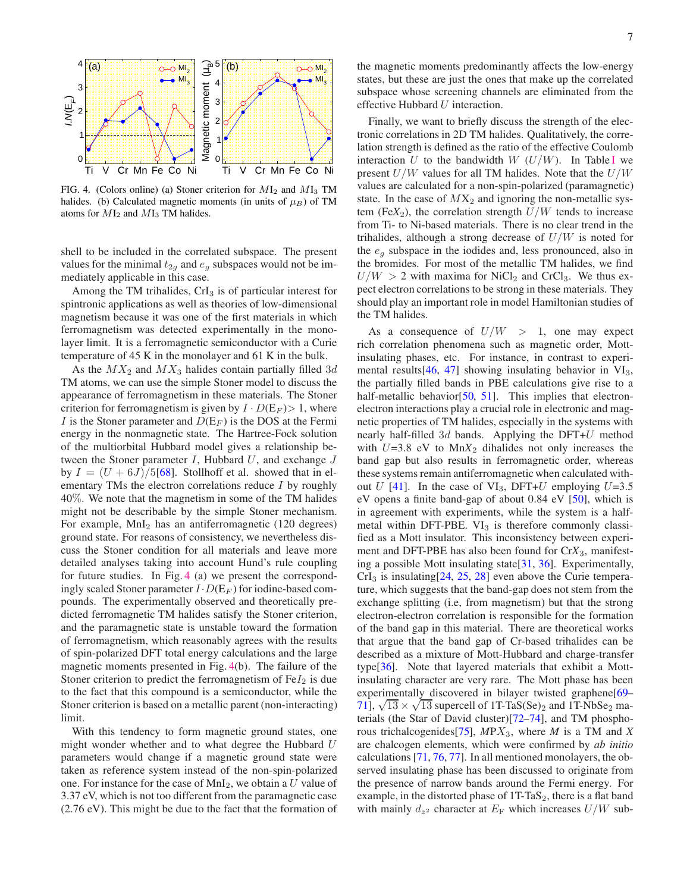FIG. 4. (Colors online) (a) Stoner criterion for $MI_2$ and $MI_3$ TM halides. (b) Calculated magnetic moments (in units of $\mu_B$) of TM atoms for $MI_2$ and $MI_3$ TM halides.

shell to be included in the correlated subspace. The present values for the minimal $t_{2g}$ and $e_g$ subspaces would not be immediately applicable in this case.

Among the TM trihalides, $CrI_3$ is of particular interest for spintronic applications as well as theories of low-dimensional magnetism because it was one of the first materials in which ferromagnetism was detected experimentally in the monolayer limit. It is a ferromagnetic semiconductor with a Curie temperature of 45 K in the monolayer and 61 K in the bulk.

As the $MX_2$ and $MX_3$ halides contain partially filled $3d$ TM atoms, we can use the simple Stoner model to discuss the appearance of ferromagnetism in these materials. The Stoner criterion for ferromagnetism is given by $I \cdot D(\mathrm{E}_F) > 1$, where $I$ is the Stoner parameter and $D(\mathrm{E}_F)$ is the DOS at the Fermi energy in the nonmagnetic state. The Hartree-Fock solution of the multiorbital Hubbard model gives a relationship between the Stoner parameter $I$, Hubbard $U$, and exchange $J$ by $I = (U + 6J)/5$[68]. Stollhoff et al. showed that in elementary TMs the electron correlations reduce $I$ by roughly 40%. We note that the magnetism in some of the TM halides might not be describable by the simple Stoner mechanism. For example, $MnI_2$ has an antiferromagnetic (120 degrees) ground state. For reasons of consistency, we nevertheless discuss the Stoner condition for all materials and leave more detailed analyses taking into account Hund's rule coupling for future studies. In Fig. 4 (a) we present the correspondingly scaled Stoner parameter $I \cdot D(\mathrm{E}_F)$ for iodine-based compounds. The experimentally observed and theoretically predicted ferromagnetic TM halides satisfy the Stoner criterion, and the paramagnetic state is unstable toward the formation of ferromagnetism, which reasonably agrees with the results of spin-polarized DFT total energy calculations and the large magnetic moments presented in Fig. 4(b). The failure of the Stoner criterion to predict the ferromagnetism of $FeI_2$ is due to the fact that this compound is a semiconductor, while the Stoner criterion is based on a metallic parent (non-interacting) limit.

With this tendency to form magnetic ground states, one might wonder whether and to what degree the Hubbard $U$ parameters would change if a magnetic ground state were taken as reference system instead of the non-spin-polarized one. For instance for the case of $MnI_2$, we obtain a $U$ value of 3.37 eV, which is not too different from the paramagnetic case (2.76 eV). This might be due to the fact that the formation of the magnetic moments predominantly affects the low-energy states, but these are just the ones that make up the correlated subspace whose screening channels are eliminated from the effective Hubbard $U$ interaction.

Finally, we want to briefly discuss the strength of the electronic correlations in 2D TM halides. Qualitatively, the correlation strength is defined as the ratio of the effective Coulomb interaction $U$ to the bandwidth $W$ ($U/W$). In Table I we present $U/W$ values for all TM halides. Note that the $U/W$ values are calculated for a non-spin-polarized (paramagnetic) state. In the case of $MX_2$ and ignoring the non-metallic system ($FeX_2$), the correlation strength $U/W$ tends to increase from Ti- to Ni-based materials. There is no clear trend in the trihalides, although a strong decrease of $U/W$ is noted for the $e_g$ subspace in the iodides and, less pronounced, also in the bromides. For most of the metallic TM halides, we find $U/W > 2$ with maxima for $NiCl_2$ and $CrCl_3$. We thus expect electron correlations to be strong in these materials. They should play an important role in model Hamiltonian studies of the TM halides.

As a consequence of $U/W > 1$, one may expect rich correlation phenomena such as magnetic order, Mott-insulating phases, etc. For instance, in contrast to experimental results[46, 47] showing insulating behavior in $VI_3$, the partially filled bands in PBE calculations give rise to a half-metallic behavior[50, 51]. This implies that electron-electron interactions play a crucial role in electronic and magnetic properties of TM halides, especially in the systems with nearly half-filled $3d$ bands. Applying the DFT+$U$ method with $U$=3.8 eV to $MnX_2$ dihalides not only increases the band gap but also results in ferromagnetic order, whereas these systems remain antiferromagnetic when calculated without $U$ [41]. In the case of $VI_3$, DFT+$U$ employing $U$=3.5 eV opens a finite band-gap of about 0.84 eV [50], which is in agreement with experiments, while the system is a half-metal within DFT-PBE. $VI_3$ is therefore commonly classified as a Mott insulator. This inconsistency between experiment and DFT-PBE has also been found for $CrX_3$, manifesting a possible Mott insulating state[31, 36]. Experimentally, $CrI_3$ is insulating[24, 25, 28] even above the Curie temperature, which suggests that the band-gap does not stem from the exchange splitting (i.e, from magnetism) but that the strong electron-electron correlation is responsible for the formation of the band gap in this material. There are theoretical works that argue that the band gap of Cr-based trihalides can be described as a mixture of Mott-Hubbard and charge-transfer type[36]. Note that layered materials that exhibit a Mott-insulating character are very rare. The Mott phase has been experimentally discovered in bilayer twisted graphene[69–71], $\sqrt{13} \times \sqrt{13}$ supercell of 1T-$TaS(Se)_2$ and 1T-$NbSe_2$ materials (the Star of David cluster)[72–74], and TM phosphorous trichalcogenides[75], $MPX_3$, where $M$ is a TM and $X$ are chalcogen elements, which were confirmed by *ab initio* calculations [71, 76, 77]. In all mentioned monolayers, the observed insulating phase has been discussed to originate from the presence of narrow bands around the Fermi energy. For example, in the distorted phase of 1T-$TaS_2$, there is a flat band with mainly $d_{z^2}$ character at $E_\mathrm{F}$ which increases $U/W$ sub-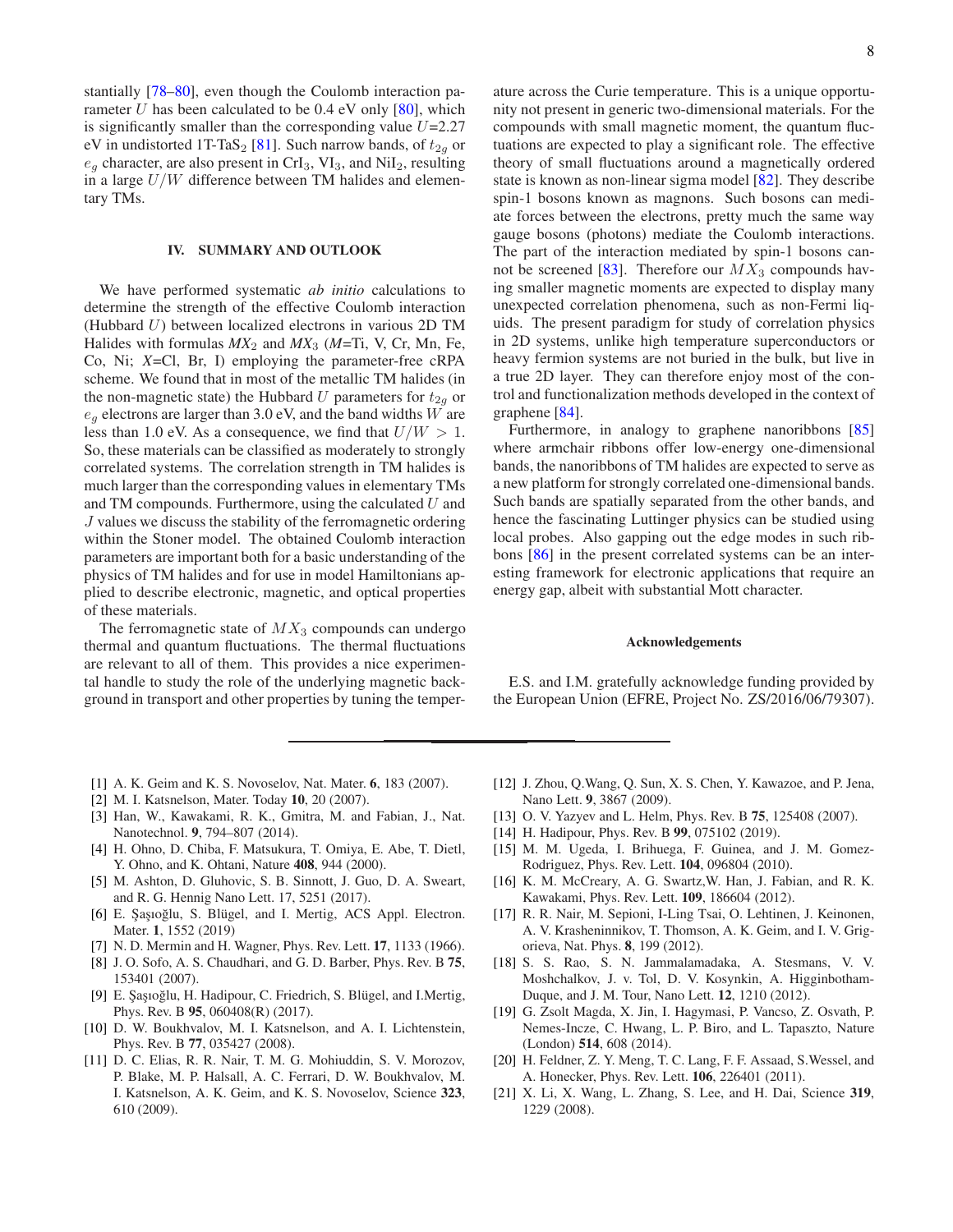stantially [78–80], even though the Coulomb interaction parameter $U$ has been calculated to be 0.4 eV only [80], which is significantly smaller than the corresponding value $U$=2.27 eV in undistorted 1T-$TaS_2$ [81]. Such narrow bands, of $t_{2g}$ or $e_g$ character, are also present in $CrI_3$, $VI_3$, and $NiI_2$, resulting in a large $U/W$ difference between TM halides and elementary TMs.

## IV. SUMMARY AND OUTLOOK

We have performed systematic *ab initio* calculations to determine the strength of the effective Coulomb interaction (Hubbard $U$) between localized electrons in various 2D TM Halides with formulas $MX_2$ and $MX_3$ ($M$=Ti, V, Cr, Mn, Fe, Co, Ni; $X$=Cl, Br, I) employing the parameter-free cRPA scheme. We found that in most of the metallic TM halides (in the non-magnetic state) the Hubbard $U$ parameters for $t_{2g}$ or $e_g$ electrons are larger than 3.0 eV, and the band widths $W$ are less than 1.0 eV. As a consequence, we find that $U/W > 1$. So, these materials can be classified as moderately to strongly correlated systems. The correlation strength in TM halides is much larger than the corresponding values in elementary TMs and TM compounds. Furthermore, using the calculated $U$ and $J$ values we discuss the stability of the ferromagnetic ordering within the Stoner model. The obtained Coulomb interaction parameters are important both for a basic understanding of the physics of TM halides and for use in model Hamiltonians applied to describe electronic, magnetic, and optical properties of these materials.

The ferromagnetic state of $MX_3$ compounds can undergo thermal and quantum fluctuations. The thermal fluctuations are relevant to all of them. This provides a nice experimental handle to study the role of the underlying magnetic background in transport and other properties by tuning the temperature across the Curie temperature. This is a unique opportunity not present in generic two-dimensional materials. For the compounds with small magnetic moment, the quantum fluctuations are expected to play a significant role. The effective theory of small fluctuations around a magnetically ordered state is known as non-linear sigma model [82]. They describe spin-1 bosons known as magnons. Such bosons can mediate forces between the electrons, pretty much the same way gauge bosons (photons) mediate the Coulomb interactions. The part of the interaction mediated by spin-1 bosons cannot be screened [83]. Therefore our $MX_3$ compounds having smaller magnetic moments are expected to display many unexpected correlation phenomena, such as non-Fermi liquids. The present paradigm for study of correlation physics in 2D systems, unlike high temperature superconductors or heavy fermion systems are not buried in the bulk, but live in a true 2D layer. They can therefore enjoy most of the control and functionalization methods developed in the context of graphene [84].

Furthermore, in analogy to graphene nanoribbons [85] where armchair ribbons offer low-energy one-dimensional bands, the nanoribbons of TM halides are expected to serve as a new platform for strongly correlated one-dimensional bands. Such bands are spatially separated from the other bands, and hence the fascinating Luttinger physics can be studied using local probes. Also gapping out the edge modes in such ribbons [86] in the present correlated systems can be an interesting framework for electronic applications that require an energy gap, albeit with substantial Mott character.

### Acknowledgements

E.S. and I.M. gratefully acknowledge funding provided by the European Union (EFRE, Project No. ZS/2016/06/79307).

---

[1] A. K. Geim and K. S. Novoselov, Nat. Mater. **6**, 183 (2007).
[2] M. I. Katsnelson, Mater. Today **10**, 20 (2007).
[3] Han, W., Kawakami, R. K., Gmitra, M. and Fabian, J., Nat. Nanotechnol. **9**, 794–807 (2014).
[4] H. Ohno, D. Chiba, F. Matsukura, T. Omiya, E. Abe, T. Dietl, Y. Ohno, and K. Ohtani, Nature **408**, 944 (2000).
[5] M. Ashton, D. Gluhovic, S. B. Sinnott, J. Guo, D. A. Stewart, and R. G. Hennig Nano Lett. 17, 5251 (2017).
[6] E. Şaşıoğlu, S. Blügel, and I. Mertig, ACS Appl. Electron. Mater. **1**, 1552 (2019)
[7] N. D. Mermin and H. Wagner, Phys. Rev. Lett. **17**, 1133 (1966).
[8] J. O. Sofo, A. S. Chaudhari, and G. D. Barber, Phys. Rev. B **75**, 153401 (2007).
[9] E. Şaşıoğlu, H. Hadipour, C. Friedrich, S. Blügel, and I.Mertig, Phys. Rev. B **95**, 060408(R) (2017).
[10] D. W. Boukhvalov, M. I. Katsnelson, and A. I. Lichtenstein, Phys. Rev. B **77**, 035427 (2008).
[11] D. C. Elias, R. R. Nair, T. M. G. Mohiuddin, S. V. Morozov, P. Blake, M. P. Halsall, A. C. Ferrari, D. W. Boukhvalov, M. I. Katsnelson, A. K. Geim, and K. S. Novoselov, Science **323**, 610 (2009).
[12] J. Zhou, Q.Wang, Q. Sun, X. S. Chen, Y. Kawazoe, and P. Jena, Nano Lett. **9**, 3867 (2009).
[13] O. V. Yazyev and L. Helm, Phys. Rev. B **75**, 125408 (2007).
[14] H. Hadipour, Phys. Rev. B **99**, 075102 (2019).
[15] M. M. Ugeda, I. Brihuega, F. Guinea, and J. M. Gomez-Rodriguez, Phys. Rev. Lett. **104**, 096804 (2010).
[16] K. M. McCreary, A. G. Swartz,W. Han, J. Fabian, and R. K. Kawakami, Phys. Rev. Lett. **109**, 186604 (2012).
[17] R. R. Nair, M. Sepioni, I-Ling Tsai, O. Lehtinen, J. Keinonen, A. V. Krasheninnikov, T. Thomson, A. K. Geim, and I. V. Grigorieva, Nat. Phys. **8**, 199 (2012).
[18] S. S. Rao, S. N. Jammalamadaka, A. Stesmans, V. V. Moshchalkov, J. v. Tol, D. V. Kosynkin, A. Higginbotham-Duque, and J. M. Tour, Nano Lett. **12**, 1210 (2012).
[19] G. Zsolt Magda, X. Jin, I. Hagymasi, P. Vancso, Z. Osvath, P. Nemes-Incze, C. Hwang, L. P. Biro, and L. Tapaszto, Nature (London) **514**, 608 (2014).
[20] H. Feldner, Z. Y. Meng, T. C. Lang, F. F. Assaad, S.Wessel, and A. Honecker, Phys. Rev. Lett. **106**, 226401 (2011).
[21] X. Li, X. Wang, L. Zhang, S. Lee, and H. Dai, Science **319**, 1229 (2008).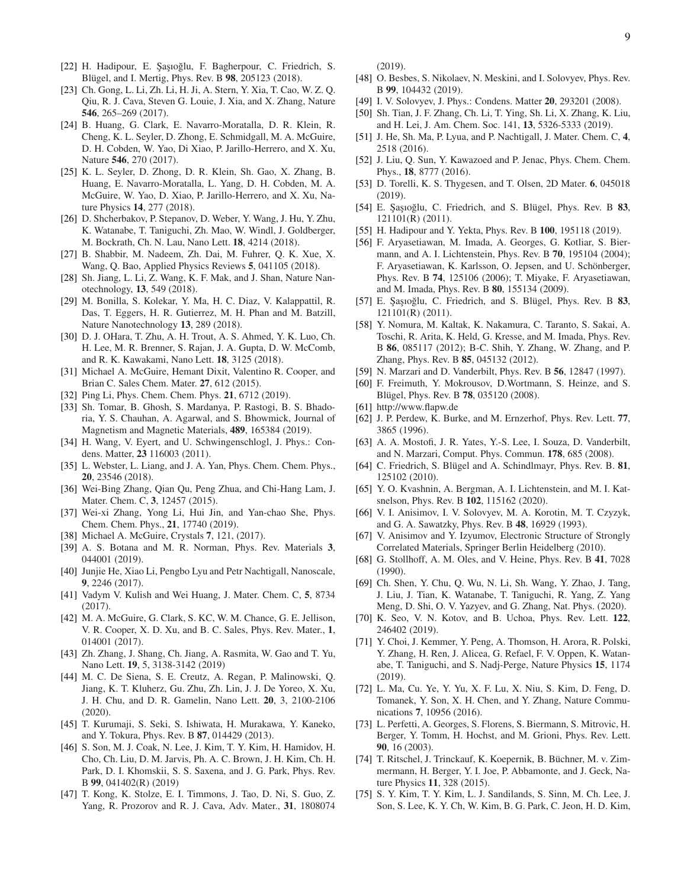[22] H. Hadipour, E. Şaşıoğlu, F. Bagherpour, C. Friedrich, S. Blügel, and I. Mertig, Phys. Rev. B **98**, 205123 (2018).

[23] Ch. Gong, L. Li, Zh. Li, H. Ji, A. Stern, Y. Xia, T. Cao, W. Z. Q. Qiu, R. J. Cava, Steven G. Louie, J. Xia, and X. Zhang, Nature **546**, 265–269 (2017).

[24] B. Huang, G. Clark, E. Navarro-Moratalla, D. R. Klein, R. Cheng, K. L. Seyler, D. Zhong, E. Schmidgall, M. A. McGuire, D. H. Cobden, W. Yao, Di Xiao, P. Jarillo-Herrero, and X. Xu, Nature **546**, 270 (2017).

[25] K. L. Seyler, D. Zhong, D. R. Klein, Sh. Gao, X. Zhang, B. Huang, E. Navarro-Moratalla, L. Yang, D. H. Cobden, M. A. McGuire, W. Yao, D. Xiao, P. Jarillo-Herrero, and X. Xu, Nature Physics **14**, 277 (2018).

[26] D. Shcherbakov, P. Stepanov, D. Weber, Y. Wang, J. Hu, Y. Zhu, K. Watanabe, T. Taniguchi, Zh. Mao, W. Windl, J. Goldberger, M. Bockrath, Ch. N. Lau, Nano Lett. **18**, 4214 (2018).

[27] B. Shabbir, M. Nadeem, Zh. Dai, M. Fuhrer, Q. K. Xue, X. Wang, Q. Bao, Applied Physics Reviews **5**, 041105 (2018).

[28] Sh. Jiang, L. Li, Z. Wang, K. F. Mak, and J. Shan, Nature Nanotechnology, **13**, 549 (2018).

[29] M. Bonilla, S. Kolekar, Y. Ma, H. C. Diaz, V. Kalappattil, R. Das, T. Eggers, H. R. Gutierrez, M. H. Phan and M. Batzill, Nature Nanotechnology **13**, 289 (2018).

[30] D. J. OHara, T. Zhu, A. H. Trout, A. S. Ahmed, Y. K. Luo, Ch. H. Lee, M. R. Brenner, S. Rajan, J. A. Gupta, D. W. McComb, and R. K. Kawakami, Nano Lett. **18**, 3125 (2018).

[31] Michael A. McGuire, Hemant Dixit, Valentino R. Cooper, and Brian C. Sales Chem. Mater. **27**, 612 (2015).

[32] Ping Li, Phys. Chem. Chem. Phys. **21**, 6712 (2019).

[33] Sh. Tomar, B. Ghosh, S. Mardanya, P. Rastogi, B. S. Bhadoria, Y. S. Chauhan, A. Agarwal, and S. Bhowmick, Journal of Magnetism and Magnetic Materials, **489**, 165384 (2019).

[34] H. Wang, V. Eyert, and U. Schwingenschlogl, J. Phys.: Condens. Matter, **23** 116003 (2011).

[35] L. Webster, L. Liang, and J. A. Yan, Phys. Chem. Chem. Phys., **20**, 23546 (2018).

[36] Wei-Bing Zhang, Qian Qu, Peng Zhua, and Chi-Hang Lam, J. Mater. Chem. C, **3**, 12457 (2015).

[37] Wei-xi Zhang, Yong Li, Hui Jin, and Yan-chao She, Phys. Chem. Chem. Phys., **21**, 17740 (2019).

[38] Michael A. McGuire, Crystals **7**, 121, (2017).

[39] A. S. Botana and M. R. Norman, Phys. Rev. Materials **3**, 044001 (2019).

[40] Junjie He, Xiao Li, Pengbo Lyu and Petr Nachtigall, Nanoscale, **9**, 2246 (2017).

[41] Vadym V. Kulish and Wei Huang, J. Mater. Chem. C, **5**, 8734 (2017).

[42] M. A. McGuire, G. Clark, S. KC, W. M. Chance, G. E. Jellison, V. R. Cooper, X. D. Xu, and B. C. Sales, Phys. Rev. Mater., **1**, 014001 (2017).

[43] Zh. Zhang, J. Shang, Ch. Jiang, A. Rasmita, W. Gao and T. Yu, Nano Lett. **19**, 5, 3138-3142 (2019)

[44] M. C. De Siena, S. E. Creutz, A. Regan, P. Malinowski, Q. Jiang, K. T. Kluherz, Gu. Zhu, Zh. Lin, J. J. De Yoreo, X. Xu, J. H. Chu, and D. R. Gamelin, Nano Lett. **20**, 3, 2100-2106 (2020).

[45] T. Kurumaji, S. Seki, S. Ishiwata, H. Murakawa, Y. Kaneko, and Y. Tokura, Phys. Rev. B **87**, 014429 (2013).

[46] S. Son, M. J. Coak, N. Lee, J. Kim, T. Y. Kim, H. Hamidov, H. Cho, Ch. Liu, D. M. Jarvis, Ph. A. C. Brown, J. H. Kim, Ch. H. Park, D. I. Khomskii, S. S. Saxena, and J. G. Park, Phys. Rev. B **99**, 041402(R) (2019)

[47] T. Kong, K. Stolze, E. I. Timmons, J. Tao, D. Ni, S. Guo, Z. Yang, R. Prozorov and R. J. Cava, Adv. Mater., **31**, 1808074 (2019).

[48] O. Besbes, S. Nikolaev, N. Meskini, and I. Solovyev, Phys. Rev. B **99**, 104432 (2019).

[49] I. V. Solovyev, J. Phys.: Condens. Matter **20**, 293201 (2008).

[50] Sh. Tian, J. F. Zhang, Ch. Li, T. Ying, Sh. Li, X. Zhang, K. Liu, and H. Lei, J. Am. Chem. Soc. 141, **13**, 5326-5333 (2019).

[51] J. He, Sh. Ma, P. Lyua, and P. Nachtigall, J. Mater. Chem. C, **4**, 2518 (2016).

[52] J. Liu, Q. Sun, Y. Kawazoed and P. Jenac, Phys. Chem. Chem. Phys., **18**, 8777 (2016).

[53] D. Torelli, K. S. Thygesen, and T. Olsen, 2D Mater. **6**, 045018 (2019).

[54] E. Şaşıoğlu, C. Friedrich, and S. Blügel, Phys. Rev. B **83**, 121101(R) (2011).

[55] H. Hadipour and Y. Yekta, Phys. Rev. B **100**, 195118 (2019).

[56] F. Aryasetiawan, M. Imada, A. Georges, G. Kotliar, S. Biermann, and A. I. Lichtenstein, Phys. Rev. B **70**, 195104 (2004); F. Aryasetiawan, K. Karlsson, O. Jepsen, and U. Schönberger, Phys. Rev. B **74**, 125106 (2006); T. Miyake, F. Aryasetiawan, and M. Imada, Phys. Rev. B **80**, 155134 (2009).

[57] E. Şaşıoğlu, C. Friedrich, and S. Blügel, Phys. Rev. B **83**, 121101(R) (2011).

[58] Y. Nomura, M. Kaltak, K. Nakamura, C. Taranto, S. Sakai, A. Toschi, R. Arita, K. Held, G. Kresse, and M. Imada, Phys. Rev. B **86**, 085117 (2012); B-C. Shih, Y. Zhang, W. Zhang, and P. Zhang, Phys. Rev. B **85**, 045132 (2012).

[59] N. Marzari and D. Vanderbilt, Phys. Rev. B **56**, 12847 (1997).

[60] F. Freimuth, Y. Mokrousov, D.Wortmann, S. Heinze, and S. Blügel, Phys. Rev. B **78**, 035120 (2008).

[61] http://www.flapw.de

[62] J. P. Perdew, K. Burke, and M. Ernzerhof, Phys. Rev. Lett. **77**, 3865 (1996).

[63] A. A. Mostofi, J. R. Yates, Y.-S. Lee, I. Souza, D. Vanderbilt, and N. Marzari, Comput. Phys. Commun. **178**, 685 (2008).

[64] C. Friedrich, S. Blügel and A. Schindlmayr, Phys. Rev. B. **81**, 125102 (2010).

[65] Y. O. Kvashnin, A. Bergman, A. I. Lichtenstein, and M. I. Katsnelson, Phys. Rev. B **102**, 115162 (2020).

[66] V. I. Anisimov, I. V. Solovyev, M. A. Korotin, M. T. Czyzyk, and G. A. Sawatzky, Phys. Rev. B **48**, 16929 (1993).

[67] V. Anisimov and Y. Izyumov, Electronic Structure of Strongly Correlated Materials, Springer Berlin Heidelberg (2010).

[68] G. Stollhoff, A. M. Oles, and V. Heine, Phys. Rev. B **41**, 7028 (1990).

[69] Ch. Shen, Y. Chu, Q. Wu, N. Li, Sh. Wang, Y. Zhao, J. Tang, J. Liu, J. Tian, K. Watanabe, T. Taniguchi, R. Yang, Z. Yang Meng, D. Shi, O. V. Yazyev, and G. Zhang, Nat. Phys. (2020).

[70] K. Seo, V. N. Kotov, and B. Uchoa, Phys. Rev. Lett. **122**, 246402 (2019).

[71] Y. Choi, J. Kemmer, Y. Peng, A. Thomson, H. Arora, R. Polski, Y. Zhang, H. Ren, J. Alicea, G. Refael, F. V. Oppen, K. Watanabe, T. Taniguchi, and S. Nadj-Perge, Nature Physics **15**, 1174 (2019).

[72] L. Ma, Cu. Ye, Y. Yu, X. F. Lu, X. Niu, S. Kim, D. Feng, D. Tomanek, Y. Son, X. H. Chen, and Y. Zhang, Nature Communications **7**, 10956 (2016).

[73] L. Perfetti, A. Georges, S. Florens, S. Biermann, S. Mitrovic, H. Berger, Y. Tomm, H. Hochst, and M. Grioni, Phys. Rev. Lett. **90**, 16 (2003).

[74] T. Ritschel, J. Trinckauf, K. Koepernik, B. Büchner, M. v. Zimmermann, H. Berger, Y. I. Joe, P. Abbamonte, and J. Geck, Nature Physics **11**, 328 (2015).

[75] S. Y. Kim, T. Y. Kim, L. J. Sandilands, S. Sinn, M. Ch. Lee, J. Son, S. Lee, K. Y. Ch, W. Kim, B. G. Park, C. Jeon, H. D. Kim,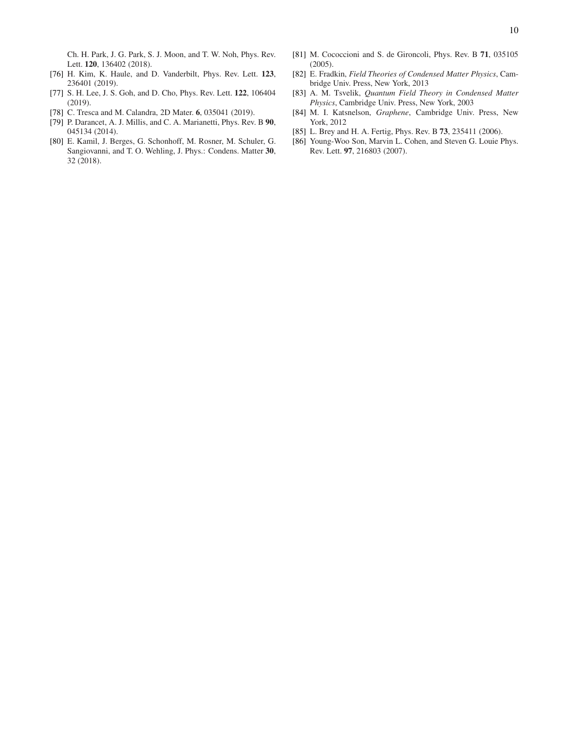Ch. H. Park, J. G. Park, S. J. Moon, and T. W. Noh, Phys. Rev. Lett. **120**, 136402 (2018).

[76] H. Kim, K. Haule, and D. Vanderbilt, Phys. Rev. Lett. **123**, 236401 (2019).

[77] S. H. Lee, J. S. Goh, and D. Cho, Phys. Rev. Lett. **122**, 106404 (2019).

[78] C. Tresca and M. Calandra, 2D Mater. **6**, 035041 (2019).

[79] P. Darancet, A. J. Millis, and C. A. Marianetti, Phys. Rev. B **90**, 045134 (2014).

[80] E. Kamil, J. Berges, G. Schonhoff, M. Rosner, M. Schuler, G. Sangiovanni, and T. O. Wehling, J. Phys.: Condens. Matter **30**, 32 (2018).

[81] M. Cococcioni and S. de Gironcoli, Phys. Rev. B **71**, 035105 (2005).

[82] E. Fradkin, *Field Theories of Condensed Matter Physics*, Cambridge Univ. Press, New York, 2013

[83] A. M. Tsvelik, *Quantum Field Theory in Condensed Matter Physics*, Cambridge Univ. Press, New York, 2003

[84] M. I. Katsnelson, *Graphene*, Cambridge Univ. Press, New York, 2012

[85] L. Brey and H. A. Fertig, Phys. Rev. B **73**, 235411 (2006).

[86] Young-Woo Son, Marvin L. Cohen, and Steven G. Louie Phys. Rev. Lett. **97**, 216803 (2007).